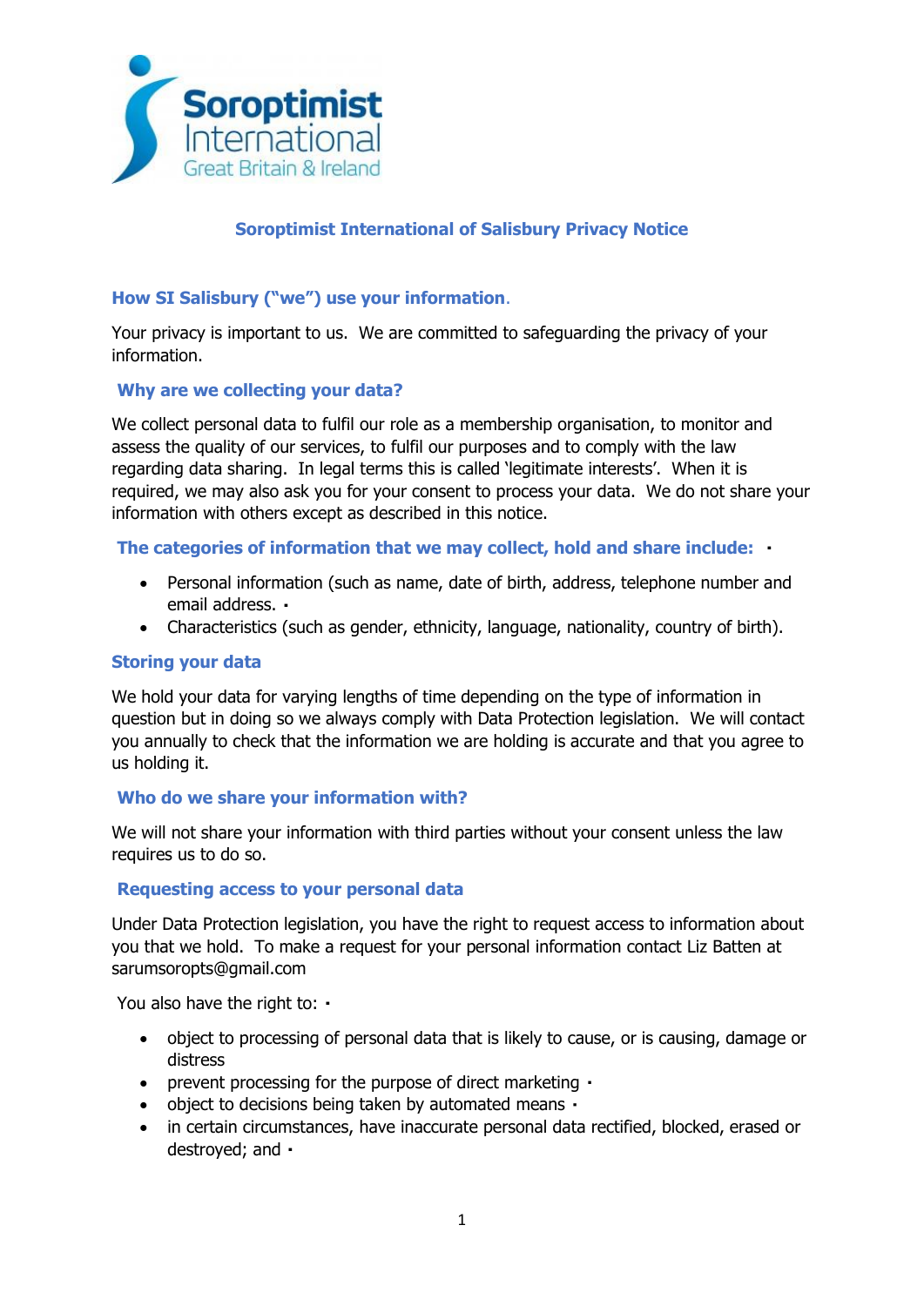# Soroptimist International of Salisbury Privacy Notice

## How SI Salisbury ("we") use your information.

Your privacy is important to us. We are committed to safeguarding the privacy of your information.

## Why are we collecting your data?

We collect personal data to fulfil our role as a membership organisation, to monitor and assess the quality of our services, to fulfil our purposes and to comply with the law regarding data sharing. In legal terms this is called 'legitimate interests'. When it is required, we may also ask you for your consent to process your data. We do not share your information with others except as described in this notice.

## The categories of information that we may collect, hold and share include: ·

- Personal information (such as name, date of birth, address, telephone number and email address. ·
- Characteristics (such as gender, ethnicity, language, nationality, country of birth).

## Storing your data

We hold your data for varying lengths of time depending on the type of information in question but in doing so we always comply with Data Protection legislation. We will contact you annually to check that the information we are holding is accurate and that you agree to us holding it.

## Who do we share your information with?

We will not share your information with third parties without your consent unless the law requires us to do so.

## Requesting access to your personal data

Under Data Protection legislation, you have the right to request access to information about you that we hold. To make a request for your personal information contact Liz Batten at sarumsoropts@gmail.com

You also have the right to: ·

- object to processing of personal data that is likely to cause, or is causing, damage or distress
- prevent processing for the purpose of direct marketing ·
- object to decisions being taken by automated means ·
- in certain circumstances, have inaccurate personal data rectified, blocked, erased or destroyed; and ·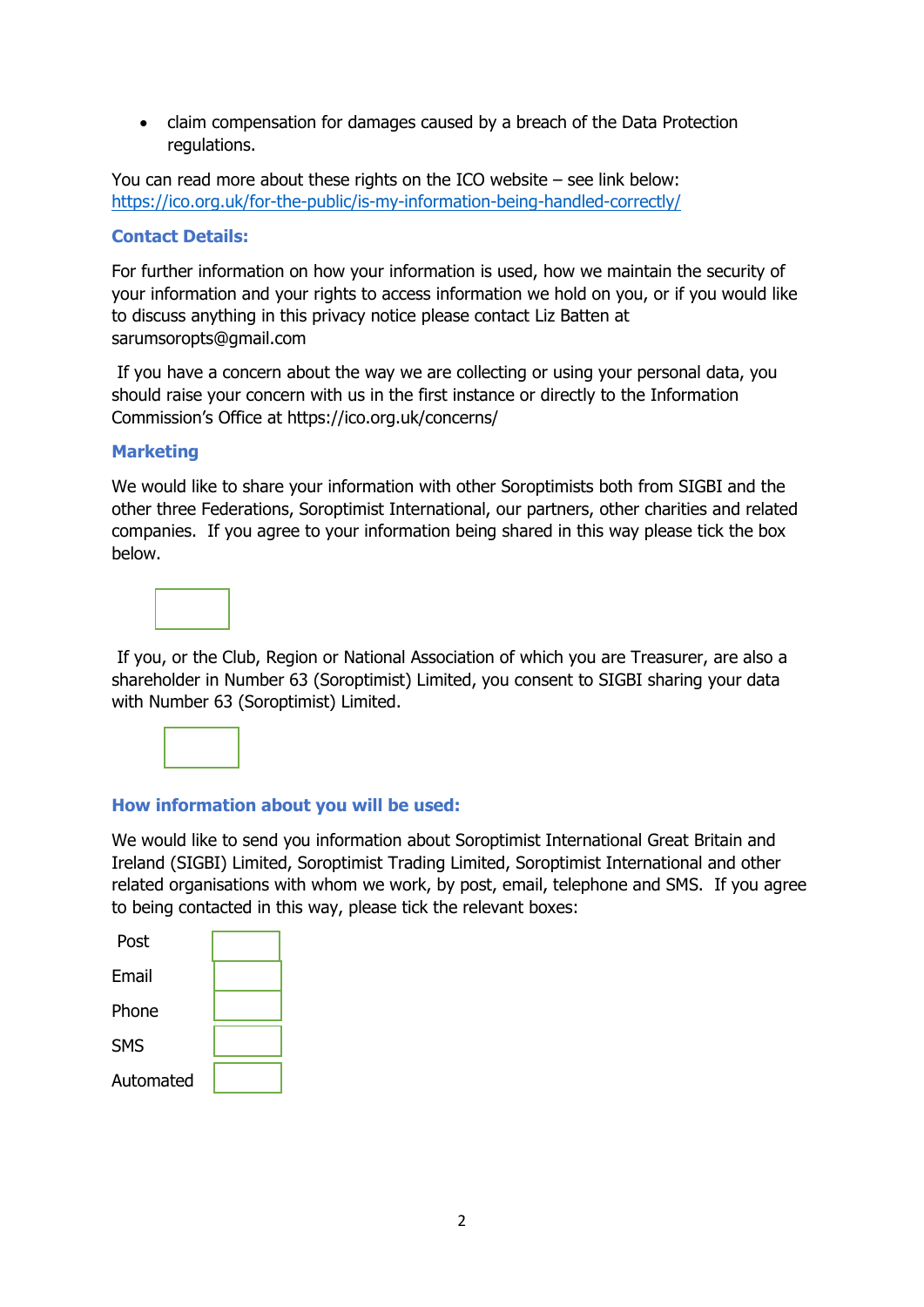- claim compensation for damages caused by a breach of the Data Protection regulations.

You can read more about these rights on the ICO website – see link below: [https://ico.org.uk/for-the-public/is-my-information-being-handled-correctly/](https://ico.org.uk/for-the-public/is-my-information-being-handled-correctly/)

### Contact Details:

For further information on how your information is used, how we maintain the security of your information and your rights to access information we hold on you, or if you would like to discuss anything in this privacy notice please contact Liz Batten at sarumsoropts@gmail.com

If you have a concern about the way we are collecting or using your personal data, you should raise your concern with us in the first instance or directly to the Information Commission's Office at https://ico.org.uk/concerns/

### Marketing

We would like to share your information with other Soroptimists both from SIGBI and the other three Federations, Soroptimist International, our partners, other charities and related companies. If you agree to your information being shared in this way please tick the box below.

☐

If you, or the Club, Region or National Association of which you are Treasurer, are also a shareholder in Number 63 (Soroptimist) Limited, you consent to SIGBI sharing your data with Number 63 (Soroptimist) Limited.

☐

### How information about you will be used:

We would like to send you information about Soroptimist International Great Britain and Ireland (SIGBI) Limited, Soroptimist Trading Limited, Soroptimist International and other related organisations with whom we work, by post, email, telephone and SMS. If you agree to being contacted in this way, please tick the relevant boxes:

Post ☐

Email ☐

Phone ☐

SMS ☐

Automated ☐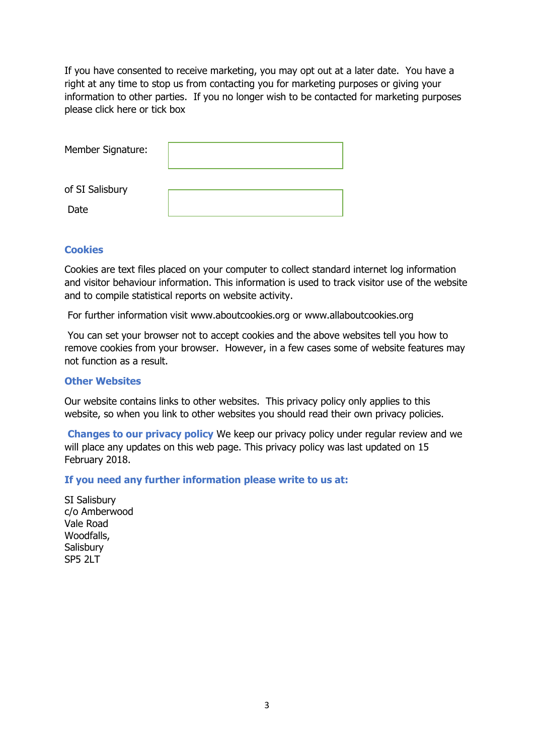If you have consented to receive marketing, you may opt out at a later date. You have a right at any time to stop us from contacting you for marketing purposes or giving your information to other parties. If you no longer wish to be contacted for marketing purposes please click here or tick box

| | |
|---|---|
| Member Signature: | |
| of SI Salisbury<br>Date | |

### Cookies

Cookies are text files placed on your computer to collect standard internet log information and visitor behaviour information. This information is used to track visitor use of the website and to compile statistical reports on website activity.

For further information visit www.aboutcookies.org or www.allaboutcookies.org

You can set your browser not to accept cookies and the above websites tell you how to remove cookies from your browser. However, in a few cases some of website features may not function as a result.

### Other Websites

Our website contains links to other websites. This privacy policy only applies to this website, so when you link to other websites you should read their own privacy policies.

**Changes to our privacy policy** We keep our privacy policy under regular review and we will place any updates on this web page. This privacy policy was last updated on 15 February 2018.

### If you need any further information please write to us at:

SI Salisbury
c/o Amberwood
Vale Road
Woodfalls,
Salisbury
SP5 2LT